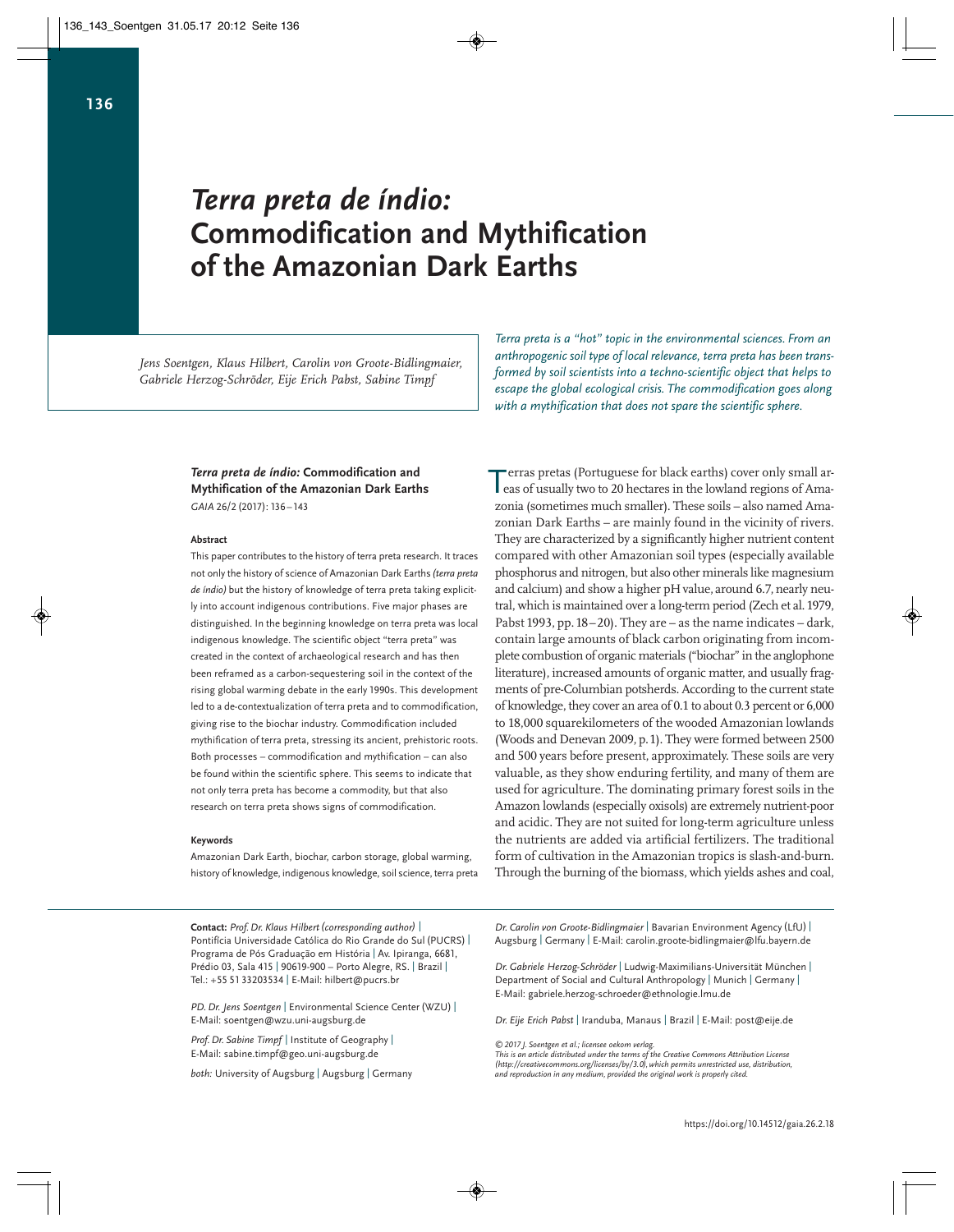# *Terra preta de índio:* Commodification and Mythification of the Amazonian Dark Earths

*Jens Soentgen, Klaus Hilbert, Carolin von Groote-Bidlingmaier, Gabriele Herzog-Schröder, Eije Erich Pabst, Sabine Timpf*

*Terra preta is a "hot" topic in the environmental sciences. From an anthropogenic soil type of local relevance, terra preta has been transformed by soil scientists into a techno-scientific object that helps to escape the global ecological crisis. The commodification goes along with a mythification that does not spare the scientific sphere.*

***Terra preta de índio:* Commodification and Mythification of the Amazonian Dark Earths**
*GAIA* 26/2 (2017): 136–143

#### Abstract

This paper contributes to the history of terra preta research. It traces not only the history of science of Amazonian Dark Earths *(terra preta de índio)* but the history of knowledge of terra preta taking explicitly into account indigenous contributions. Five major phases are distinguished. In the beginning knowledge on terra preta was local indigenous knowledge. The scientific object "terra preta" was created in the context of archaeological research and has then been reframed as a carbon-sequestering soil in the context of the rising global warming debate in the early 1990s. This development led to a de-contextualization of terra preta and to commodification, giving rise to the biochar industry. Commodification included mythification of terra preta, stressing its ancient, prehistoric roots. Both processes – commodification and mythification – can also be found within the scientific sphere. This seems to indicate that not only terra preta has become a commodity, but that also research on terra preta shows signs of commodification.

#### Keywords

Amazonian Dark Earth, biochar, carbon storage, global warming, history of knowledge, indigenous knowledge, soil science, terra preta

Terras pretas (Portuguese for black earths) cover only small areas of usually two to 20 hectares in the lowland regions of Amazonia (sometimes much smaller). These soils – also named Amazonian Dark Earths – are mainly found in the vicinity of rivers. They are characterized by a significantly higher nutrient content compared with other Amazonian soil types (especially available phosphorus and nitrogen, but also other minerals like magnesium and calcium) and show a higher pH value, around 6.7, nearly neutral, which is maintained over a long-term period (Zech et al. 1979, Pabst 1993, pp. 18–20). They are – as the name indicates – dark, contain large amounts of black carbon originating from incomplete combustion of organic materials ("biochar" in the anglophone literature), increased amounts of organic matter, and usually fragments of pre-Columbian potsherds. According to the current state of knowledge, they cover an area of 0.1 to about 0.3 percent or 6,000 to 18,000 squarekilometers of the wooded Amazonian lowlands (Woods and Denevan 2009, p. 1). They were formed between 2500 and 500 years before present, approximately. These soils are very valuable, as they show enduring fertility, and many of them are used for agriculture. The dominating primary forest soils in the Amazon lowlands (especially oxisols) are extremely nutrient-poor and acidic. They are not suited for long-term agriculture unless the nutrients are added via artificial fertilizers. The traditional form of cultivation in the Amazonian tropics is slash-and-burn. Through the burning of the biomass, which yields ashes and coal,

**Contact:** *Prof. Dr. Klaus Hilbert (corresponding author)* | Pontifícia Universidade Católica do Rio Grande do Sul (PUCRS) | Programa de Pós Graduação em História | Av. Ipiranga, 6681, Prédio 03, Sala 415 | 90619-900 – Porto Alegre, RS. | Brazil | Tel.: +55 51 33203534 | E-Mail: hilbert@pucrs.br

*PD. Dr. Jens Soentgen* | Environmental Science Center (WZU) | E-Mail: soentgen@wzu.uni-augsburg.de

*Prof. Dr. Sabine Timpf* | Institute of Geography | E-Mail: sabine.timpf@geo.uni-augsburg.de

*both:* University of Augsburg | Augsburg | Germany

*Dr. Carolin von Groote-Bidlingmaier* | Bavarian Environment Agency (LfU) | Augsburg | Germany | E-Mail: carolin.groote-bidlingmaier@lfu.bayern.de

*Dr. Gabriele Herzog-Schröder* | Ludwig-Maximilians-Universität München | Department of Social and Cultural Anthropology | Munich | Germany | E-Mail: gabriele.herzog-schroeder@ethnologie.lmu.de

*Dr. Eije Erich Pabst* | Iranduba, Manaus | Brazil | E-Mail: post@eije.de

*© 2017 J. Soentgen et al.; licensee oekom verlag.*
*This is an article distributed under the terms of the Creative Commons Attribution License (http://creativecommons.org/licenses/by/3.0), which permits unrestricted use, distribution, and reproduction in any medium, provided the original work is properly cited.*

https://doi.org/10.14512/gaia.26.2.18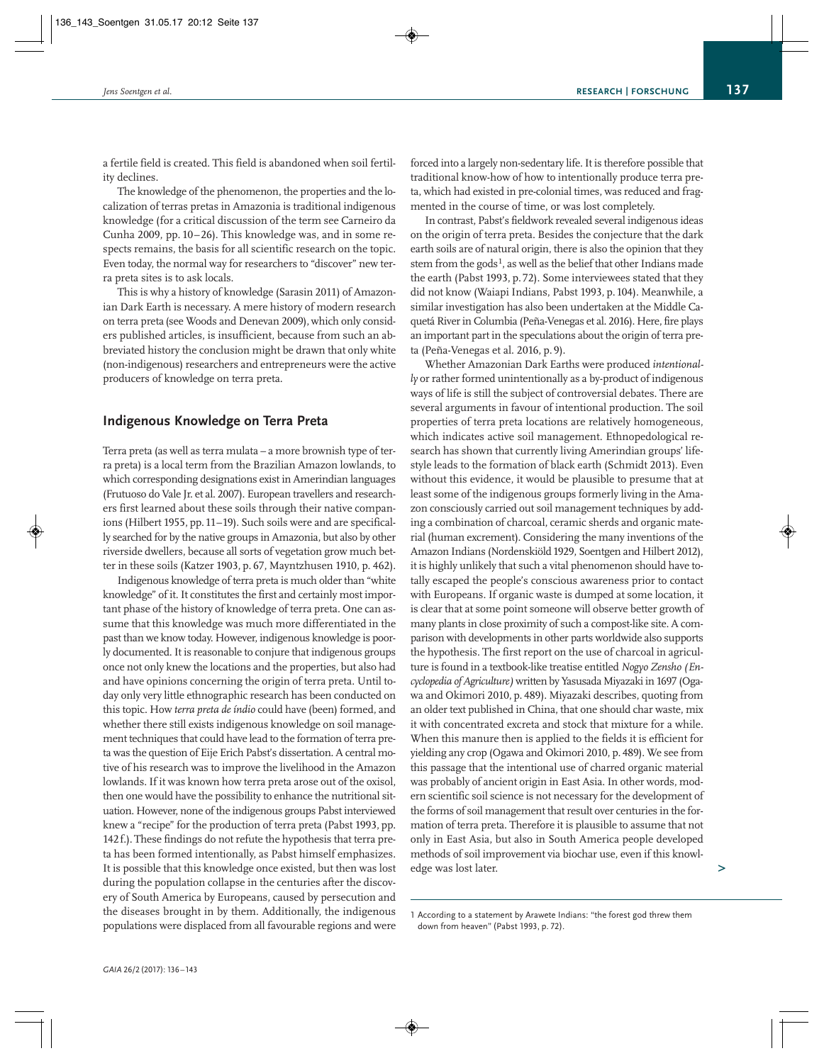a fertile field is created. This field is abandoned when soil fertility declines.

The knowledge of the phenomenon, the properties and the localization of terras pretas in Amazonia is traditional indigenous knowledge (for a critical discussion of the term see Carneiro da Cunha 2009, pp. 10–26). This knowledge was, and in some respects remains, the basis for all scientific research on the topic. Even today, the normal way for researchers to "discover" new terra preta sites is to ask locals.

This is why a history of knowledge (Sarasin 2011) of Amazonian Dark Earth is necessary. A mere history of modern research on terra preta (see Woods and Denevan 2009), which only considers published articles, is insufficient, because from such an abbreviated history the conclusion might be drawn that only white (non-indigenous) researchers and entrepreneurs were the active producers of knowledge on terra preta.

## Indigenous Knowledge on Terra Preta

Terra preta (as well as terra mulata – a more brownish type of terra preta) is a local term from the Brazilian Amazon lowlands, to which corresponding designations exist in Amerindian languages (Frutuoso do Vale Jr. et al. 2007). European travellers and researchers first learned about these soils through their native companions (Hilbert 1955, pp. 11–19). Such soils were and are specifically searched for by the native groups in Amazonia, but also by other riverside dwellers, because all sorts of vegetation grow much better in these soils (Katzer 1903, p. 67, Mayntzhusen 1910, p. 462).

Indigenous knowledge of terra preta is much older than "white knowledge" of it. It constitutes the first and certainly most important phase of the history of knowledge of terra preta. One can assume that this knowledge was much more differentiated in the past than we know today. However, indigenous knowledge is poorly documented. It is reasonable to conjure that indigenous groups once not only knew the locations and the properties, but also had and have opinions concerning the origin of terra preta. Until today only very little ethnographic research has been conducted on this topic. How *terra preta de índio* could have (been) formed, and whether there still exists indigenous knowledge on soil management techniques that could have lead to the formation of terra preta was the question of Eije Erich Pabst's dissertation. A central motive of his research was to improve the livelihood in the Amazon lowlands. If it was known how terra preta arose out of the oxisol, then one would have the possibility to enhance the nutritional situation. However, none of the indigenous groups Pabst interviewed knew a "recipe" for the production of terra preta (Pabst 1993, pp. 142 f.). These findings do not refute the hypothesis that terra preta has been formed intentionally, as Pabst himself emphasizes. It is possible that this knowledge once existed, but then was lost during the population collapse in the centuries after the discovery of South America by Europeans, caused by persecution and the diseases brought in by them. Additionally, the indigenous populations were displaced from all favourable regions and were forced into a largely non-sedentary life. It is therefore possible that traditional know-how of how to intentionally produce terra preta, which had existed in pre-colonial times, was reduced and fragmented in the course of time, or was lost completely.

In contrast, Pabst's fieldwork revealed several indigenous ideas on the origin of terra preta. Besides the conjecture that the dark earth soils are of natural origin, there is also the opinion that they stem from the gods[1], as well as the belief that other Indians made the earth (Pabst 1993, p. 72). Some interviewees stated that they did not know (Waiapi Indians, Pabst 1993, p. 104). Meanwhile, a similar investigation has also been undertaken at the Middle Caquetá River in Columbia (Peña-Venegas et al. 2016). Here, fire plays an important part in the speculations about the origin of terra preta (Peña-Venegas et al. 2016, p. 9).

Whether Amazonian Dark Earths were produced *intentionally* or rather formed unintentionally as a by-product of indigenous ways of life is still the subject of controversial debates. There are several arguments in favour of intentional production. The soil properties of terra preta locations are relatively homogeneous, which indicates active soil management. Ethnopedological research has shown that currently living Amerindian groups' lifestyle leads to the formation of black earth (Schmidt 2013). Even without this evidence, it would be plausible to presume that at least some of the indigenous groups formerly living in the Amazon consciously carried out soil management techniques by adding a combination of charcoal, ceramic sherds and organic material (human excrement). Considering the many inventions of the Amazon Indians (Nordenskiöld 1929, Soentgen and Hilbert 2012), it is highly unlikely that such a vital phenomenon should have totally escaped the people's conscious awareness prior to contact with Europeans. If organic waste is dumped at some location, it is clear that at some point someone will observe better growth of many plants in close proximity of such a compost-like site. A comparison with developments in other parts worldwide also supports the hypothesis. The first report on the use of charcoal in agriculture is found in a textbook-like treatise entitled *Nogyo Zensho (Encyclopedia of Agriculture)* written by Yasusada Miyazaki in 1697 (Ogawa and Okimori 2010, p. 489). Miyazaki describes, quoting from an older text published in China, that one should char waste, mix it with concentrated excreta and stock that mixture for a while. When this manure then is applied to the fields it is efficient for yielding any crop (Ogawa and Okimori 2010, p. 489). We see from this passage that the intentional use of charred organic material was probably of ancient origin in East Asia. In other words, modern scientific soil science is not necessary for the development of the forms of soil management that result over centuries in the formation of terra preta. Therefore it is plausible to assume that not only in East Asia, but also in South America people developed methods of soil improvement via biochar use, even if this knowledge was lost later.

[1] According to a statement by Arawete Indians: "the forest god threw them down from heaven" (Pabst 1993, p. 72).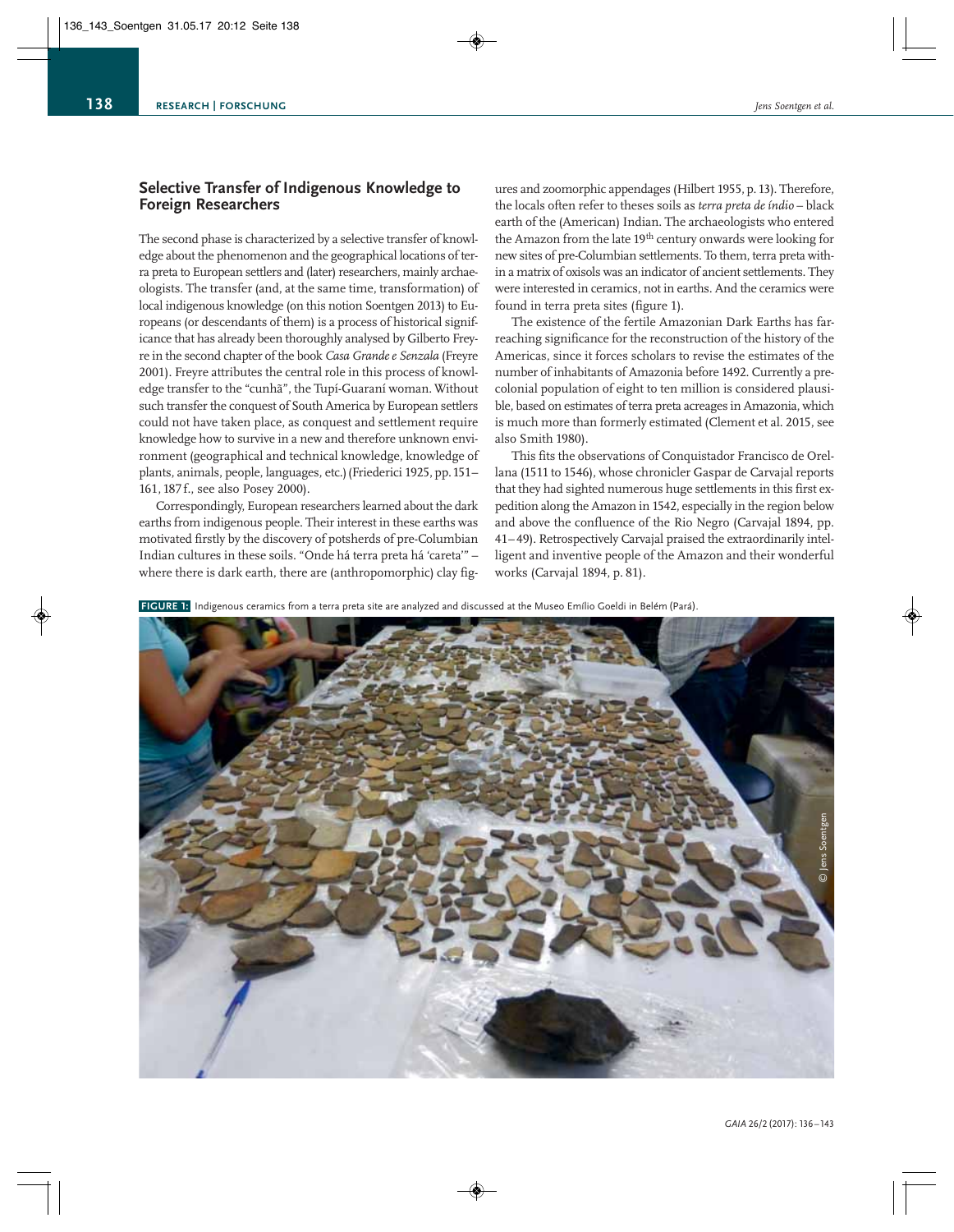## Selective Transfer of Indigenous Knowledge to Foreign Researchers

The second phase is characterized by a selective transfer of knowledge about the phenomenon and the geographical locations of terra preta to European settlers and (later) researchers, mainly archaeologists. The transfer (and, at the same time, transformation) of local indigenous knowledge (on this notion Soentgen 2013) to Europeans (or descendants of them) is a process of historical significance that has already been thoroughly analysed by Gilberto Freyre in the second chapter of the book *Casa Grande e Senzala* (Freyre 2001). Freyre attributes the central role in this process of knowledge transfer to the "cunhã", the Tupí-Guaraní woman. Without such transfer the conquest of South America by European settlers could not have taken place, as conquest and settlement require knowledge how to survive in a new and therefore unknown environment (geographical and technical knowledge, knowledge of plants, animals, people, languages, etc.) (Friederici 1925, pp. 151–161, 187 f., see also Posey 2000).

Correspondingly, European researchers learned about the dark earths from indigenous people. Their interest in these earths was motivated firstly by the discovery of potsherds of pre-Columbian Indian cultures in these soils. "Onde há terra preta há 'careta'" – where there is dark earth, there are (anthropomorphic) clay figures and zoomorphic appendages (Hilbert 1955, p. 13). Therefore, the locals often refer to theses soils as *terra preta de índio* – black earth of the (American) Indian. The archaeologists who entered the Amazon from the late 19th century onwards were looking for new sites of pre-Columbian settlements. To them, terra preta within a matrix of oxisols was an indicator of ancient settlements. They were interested in ceramics, not in earths. And the ceramics were found in terra preta sites (figure 1).

The existence of the fertile Amazonian Dark Earths has far-reaching significance for the reconstruction of the history of the Americas, since it forces scholars to revise the estimates of the number of inhabitants of Amazonia before 1492. Currently a precolonial population of eight to ten million is considered plausible, based on estimates of terra preta acreages in Amazonia, which is much more than formerly estimated (Clement et al. 2015, see also Smith 1980).

This fits the observations of Conquistador Francisco de Orellana (1511 to 1546), whose chronicler Gaspar de Carvajal reports that they had sighted numerous huge settlements in this first expedition along the Amazon in 1542, especially in the region below and above the confluence of the Rio Negro (Carvajal 1894, pp. 41–49). Retrospectively Carvajal praised the extraordinarily intelligent and inventive people of the Amazon and their wonderful works (Carvajal 1894, p. 81).

**FIGURE 1:** Indigenous ceramics from a terra preta site are analyzed and discussed at the Museo Emílio Goeldi in Belém (Pará).

© Jens Soentgen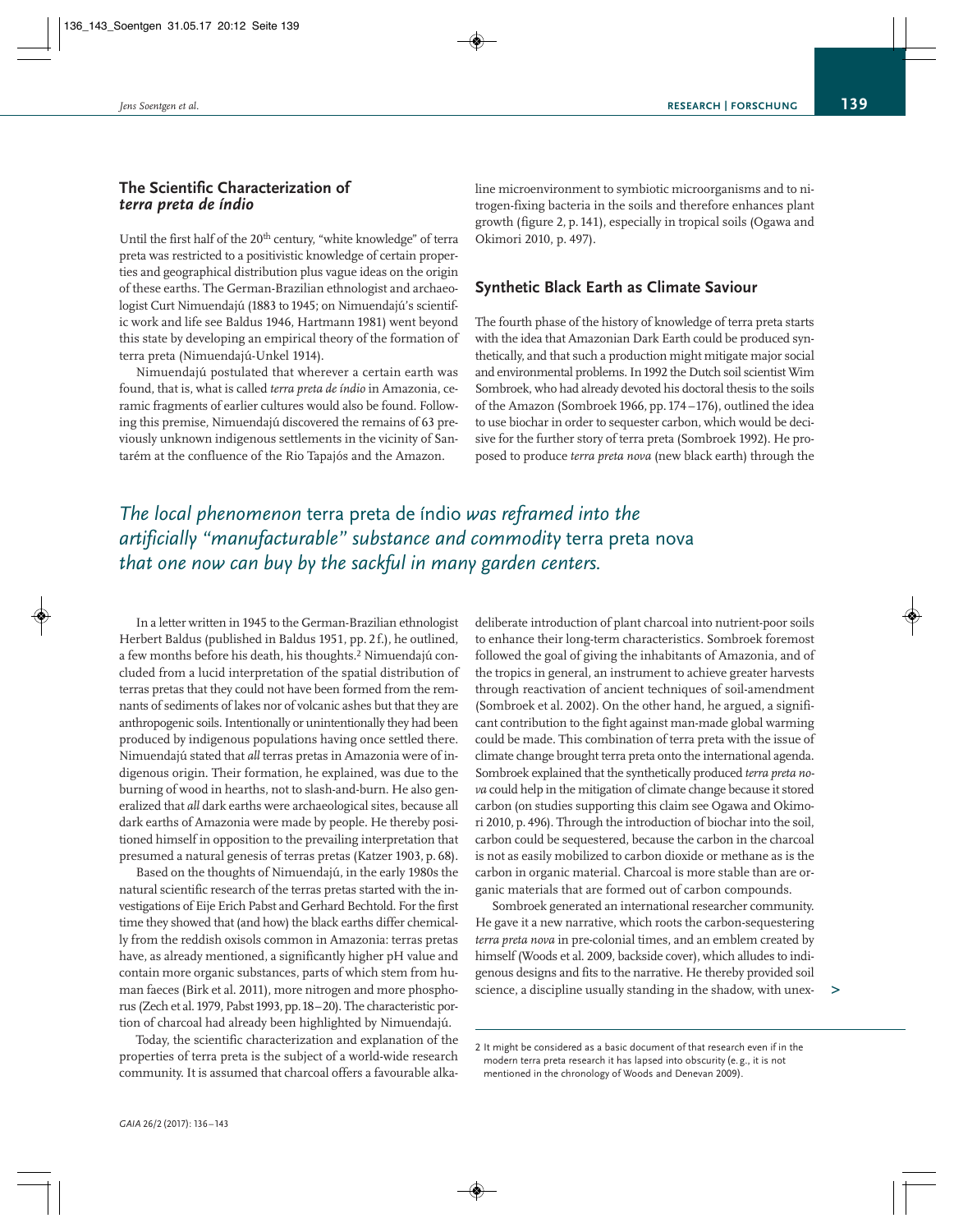## The Scientific Characterization of *terra preta de índio*

Until the first half of the 20th century, "white knowledge" of terra preta was restricted to a positivistic knowledge of certain properties and geographical distribution plus vague ideas on the origin of these earths. The German-Brazilian ethnologist and archaeologist Curt Nimuendajú (1883 to 1945; on Nimuendajú's scientific work and life see Baldus 1946, Hartmann 1981) went beyond this state by developing an empirical theory of the formation of terra preta (Nimuendajú-Unkel 1914).

Nimuendajú postulated that wherever a certain earth was found, that is, what is called *terra preta de índio* in Amazonia, ceramic fragments of earlier cultures would also be found. Following this premise, Nimuendajú discovered the remains of 63 previously unknown indigenous settlements in the vicinity of Santarém at the confluence of the Rio Tapajós and the Amazon.

*The local phenomenon* terra preta de índio *was reframed into the artificially "manufacturable" substance and commodity* terra preta nova *that one now can buy by the sackful in many garden centers.*

In a letter written in 1945 to the German-Brazilian ethnologist Herbert Baldus (published in Baldus 1951, pp. 2 f.), he outlined, a few months before his death, his thoughts.[2] Nimuendajú concluded from a lucid interpretation of the spatial distribution of terras pretas that they could not have been formed from the remnants of sediments of lakes nor of volcanic ashes but that they are anthropogenic soils. Intentionally or unintentionally they had been produced by indigenous populations having once settled there. Nimuendajú stated that *all* terras pretas in Amazonia were of indigenous origin. Their formation, he explained, was due to the burning of wood in hearths, not to slash-and-burn. He also generalized that *all* dark earths were archaeological sites, because all dark earths of Amazonia were made by people. He thereby positioned himself in opposition to the prevailing interpretation that presumed a natural genesis of terras pretas (Katzer 1903, p. 68).

Based on the thoughts of Nimuendajú, in the early 1980s the natural scientific research of the terras pretas started with the investigations of Eije Erich Pabst and Gerhard Bechtold. For the first time they showed that (and how) the black earths differ chemically from the reddish oxisols common in Amazonia: terras pretas have, as already mentioned, a significantly higher pH value and contain more organic substances, parts of which stem from human faeces (Birk et al. 2011), more nitrogen and more phosphorus (Zech et al. 1979, Pabst 1993, pp. 18–20). The characteristic portion of charcoal had already been highlighted by Nimuendajú.

Today, the scientific characterization and explanation of the properties of terra preta is the subject of a world-wide research community. It is assumed that charcoal offers a favourable alkaline microenvironment to symbiotic microorganisms and to nitrogen-fixing bacteria in the soils and therefore enhances plant growth (figure 2, p. 141), especially in tropical soils (Ogawa and Okimori 2010, p. 497).

## Synthetic Black Earth as Climate Saviour

The fourth phase of the history of knowledge of terra preta starts with the idea that Amazonian Dark Earth could be produced synthetically, and that such a production might mitigate major social and environmental problems. In 1992 the Dutch soil scientist Wim Sombroek, who had already devoted his doctoral thesis to the soils of the Amazon (Sombroek 1966, pp. 174–176), outlined the idea to use biochar in order to sequester carbon, which would be decisive for the further story of terra preta (Sombroek 1992). He proposed to produce *terra preta nova* (new black earth) through the deliberate introduction of plant charcoal into nutrient-poor soils to enhance their long-term characteristics. Sombroek foremost followed the goal of giving the inhabitants of Amazonia, and of the tropics in general, an instrument to achieve greater harvests through reactivation of ancient techniques of soil-amendment (Sombroek et al. 2002). On the other hand, he argued, a significant contribution to the fight against man-made global warming could be made. This combination of terra preta with the issue of climate change brought terra preta onto the international agenda. Sombroek explained that the synthetically produced *terra preta nova* could help in the mitigation of climate change because it stored carbon (on studies supporting this claim see Ogawa and Okimori 2010, p. 496). Through the introduction of biochar into the soil, carbon could be sequestered, because the carbon in the charcoal is not as easily mobilized to carbon dioxide or methane as is the carbon in organic material. Charcoal is more stable than are organic materials that are formed out of carbon compounds.

Sombroek generated an international researcher community. He gave it a new narrative, which roots the carbon-sequestering *terra preta nova* in pre-colonial times, and an emblem created by himself (Woods et al. 2009, backside cover), which alludes to indigenous designs and fits to the narrative. He thereby provided soil science, a discipline usually standing in the shadow, with unex- >

---

2 It might be considered as a basic document of that research even if in the modern terra preta research it has lapsed into obscurity (e.g., it is not mentioned in the chronology of Woods and Denevan 2009).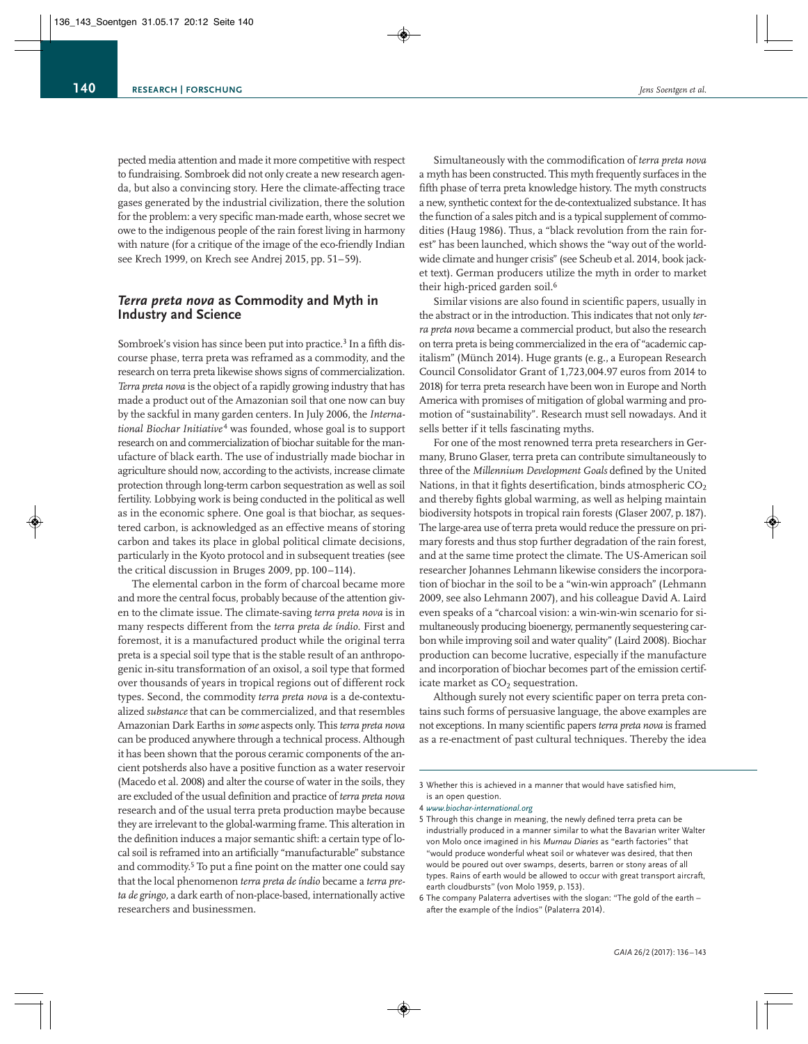pected media attention and made it more competitive with respect to fundraising. Sombroek did not only create a new research agenda, but also a convincing story. Here the climate-affecting trace gases generated by the industrial civilization, there the solution for the problem: a very specific man-made earth, whose secret we owe to the indigenous people of the rain forest living in harmony with nature (for a critique of the image of the eco-friendly Indian see Krech 1999, on Krech see Andrej 2015, pp. 51–59).

## *Terra preta nova* as Commodity and Myth in Industry and Science

Sombroek's vision has since been put into practice.[3] In a fifth discourse phase, terra preta was reframed as a commodity, and the research on terra preta likewise shows signs of commercialization. *Terra preta nova* is the object of a rapidly growing industry that has made a product out of the Amazonian soil that one now can buy by the sackful in many garden centers. In July 2006, the *International Biochar Initiative*[4] was founded, whose goal is to support research on and commercialization of biochar suitable for the manufacture of black earth. The use of industrially made biochar in agriculture should now, according to the activists, increase climate protection through long-term carbon sequestration as well as soil fertility. Lobbying work is being conducted in the political as well as in the economic sphere. One goal is that biochar, as sequestered carbon, is acknowledged as an effective means of storing carbon and takes its place in global political climate decisions, particularly in the Kyoto protocol and in subsequent treaties (see the critical discussion in Bruges 2009, pp. 100–114).

The elemental carbon in the form of charcoal became more and more the central focus, probably because of the attention given to the climate issue. The climate-saving *terra preta nova* is in many respects different from the *terra preta de índio*. First and foremost, it is a manufactured product while the original terra preta is a special soil type that is the stable result of an anthropogenic in-situ transformation of an oxisol, a soil type that formed over thousands of years in tropical regions out of different rock types. Second, the commodity *terra preta nova* is a de-contextualized *substance* that can be commercialized, and that resembles Amazonian Dark Earths in *some* aspects only. This *terra preta nova* can be produced anywhere through a technical process. Although it has been shown that the porous ceramic components of the ancient potsherds also have a positive function as a water reservoir (Macedo et al. 2008) and alter the course of water in the soils, they are excluded of the usual definition and practice of *terra preta nova* research and of the usual terra preta production maybe because they are irrelevant to the global-warming frame. This alteration in the definition induces a major semantic shift: a certain type of local soil is reframed into an artificially "manufacturable" substance and commodity.[5] To put a fine point on the matter one could say that the local phenomenon *terra preta de índio* became a *terra preta de gringo*, a dark earth of non-place-based, internationally active researchers and businessmen.

Simultaneously with the commodification of *terra preta nova* a myth has been constructed. This myth frequently surfaces in the fifth phase of terra preta knowledge history. The myth constructs a new, synthetic context for the de-contextualized substance. It has the function of a sales pitch and is a typical supplement of commodities (Haug 1986). Thus, a "black revolution from the rain forest" has been launched, which shows the "way out of the worldwide climate and hunger crisis" (see Scheub et al. 2014, book jacket text). German producers utilize the myth in order to market their high-priced garden soil.[6]

Similar visions are also found in scientific papers, usually in the abstract or in the introduction. This indicates that not only *terra preta nova* became a commercial product, but also the research on terra preta is being commercialized in the era of "academic capitalism" (Münch 2014). Huge grants (e.g., a European Research Council Consolidator Grant of 1,723,004.97 euros from 2014 to 2018) for terra preta research have been won in Europe and North America with promises of mitigation of global warming and promotion of "sustainability". Research must sell nowadays. And it sells better if it tells fascinating myths.

For one of the most renowned terra preta researchers in Germany, Bruno Glaser, terra preta can contribute simultaneously to three of the *Millennium Development Goals* defined by the United Nations, in that it fights desertification, binds atmospheric $CO_2$ and thereby fights global warming, as well as helping maintain biodiversity hotspots in tropical rain forests (Glaser 2007, p. 187). The large-area use of terra preta would reduce the pressure on primary forests and thus stop further degradation of the rain forest, and at the same time protect the climate. The US-American soil researcher Johannes Lehmann likewise considers the incorporation of biochar in the soil to be a "win-win approach" (Lehmann 2009, see also Lehmann 2007), and his colleague David A. Laird even speaks of a "charcoal vision: a win-win-win scenario for simultaneously producing bioenergy, permanently sequestering carbon while improving soil and water quality" (Laird 2008). Biochar production can become lucrative, especially if the manufacture and incorporation of biochar becomes part of the emission certificate market as $CO_2$ sequestration.

Although surely not every scientific paper on terra preta contains such forms of persuasive language, the above examples are not exceptions. In many scientific papers *terra preta nova* is framed as a re-enactment of past cultural techniques. Thereby the idea

---

3 Whether this is achieved in a manner that would have satisfied him, is an open question.

4 *www.biochar-international.org*

5 Through this change in meaning, the newly defined terra preta can be industrially produced in a manner similar to what the Bavarian writer Walter von Molo once imagined in his *Murnau Diaries* as "earth factories" that "would produce wonderful wheat soil or whatever was desired, that then would be poured out over swamps, deserts, barren or stony areas of all types. Rains of earth would be allowed to occur with great transport aircraft, earth cloudbursts" (von Molo 1959, p. 153).

6 The company Palaterra advertises with the slogan: "The gold of the earth – after the example of the Índios" (Palaterra 2014).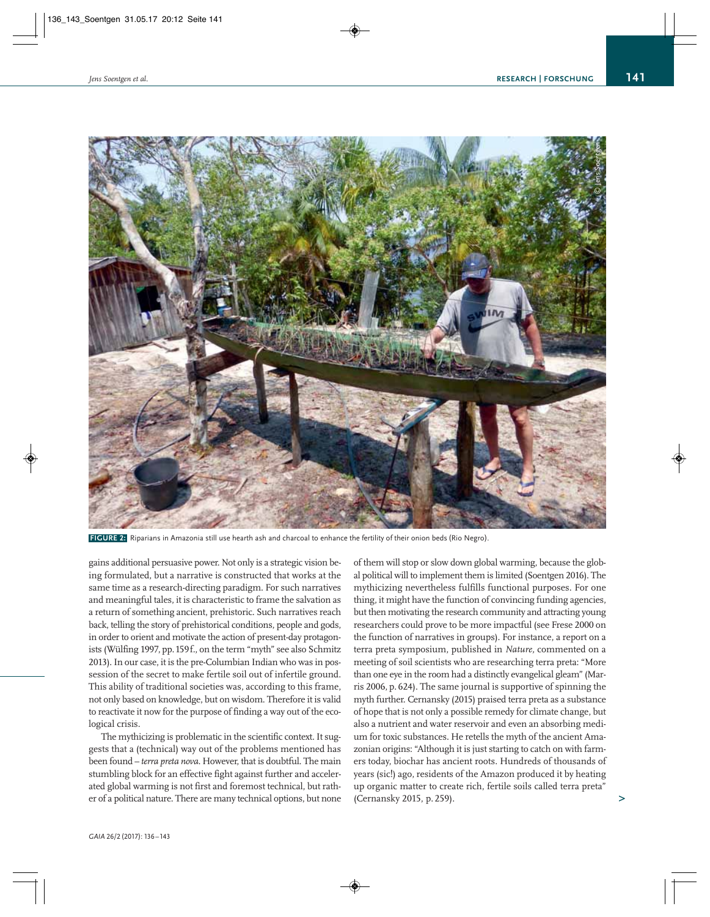FIGURE 2: Riparians in Amazonia still use hearth ash and charcoal to enhance the fertility of their onion beds (Rio Negro).

gains additional persuasive power. Not only is a strategic vision being formulated, but a narrative is constructed that works at the same time as a research-directing paradigm. For such narratives and meaningful tales, it is characteristic to frame the salvation as a return of something ancient, prehistoric. Such narratives reach back, telling the story of prehistorical conditions, people and gods, in order to orient and motivate the action of present-day protagonists (Wülfing 1997, pp. 159 f., on the term "myth" see also Schmitz 2013). In our case, it is the pre-Columbian Indian who was in possession of the secret to make fertile soil out of infertile ground. This ability of traditional societies was, according to this frame, not only based on knowledge, but on wisdom. Therefore it is valid to reactivate it now for the purpose of finding a way out of the ecological crisis.

The mythicizing is problematic in the scientific context. It suggests that a (technical) way out of the problems mentioned has been found – *terra preta nova*. However, that is doubtful. The main stumbling block for an effective fight against further and accelerated global warming is not first and foremost technical, but rather of a political nature. There are many technical options, but none of them will stop or slow down global warming, because the global political will to implement them is limited (Soentgen 2016). The mythicizing nevertheless fulfills functional purposes. For one thing, it might have the function of convincing funding agencies, but then motivating the research community and attracting young researchers could prove to be more impactful (see Frese 2000 on the function of narratives in groups). For instance, a report on a terra preta symposium, published in *Nature,* commented on a meeting of soil scientists who are researching terra preta: "More than one eye in the room had a distinctly evangelical gleam" (Marris 2006, p. 624). The same journal is supportive of spinning the myth further. Cernansky (2015) praised terra preta as a substance of hope that is not only a possible remedy for climate change, but also a nutrient and water reservoir and even an absorbing medium for toxic substances. He retells the myth of the ancient Amazonian origins: "Although it is just starting to catch on with farmers today, biochar has ancient roots. Hundreds of thousands of years (sic!) ago, residents of the Amazon produced it by heating up organic matter to create rich, fertile soils called terra preta" (Cernansky 2015, p. 259).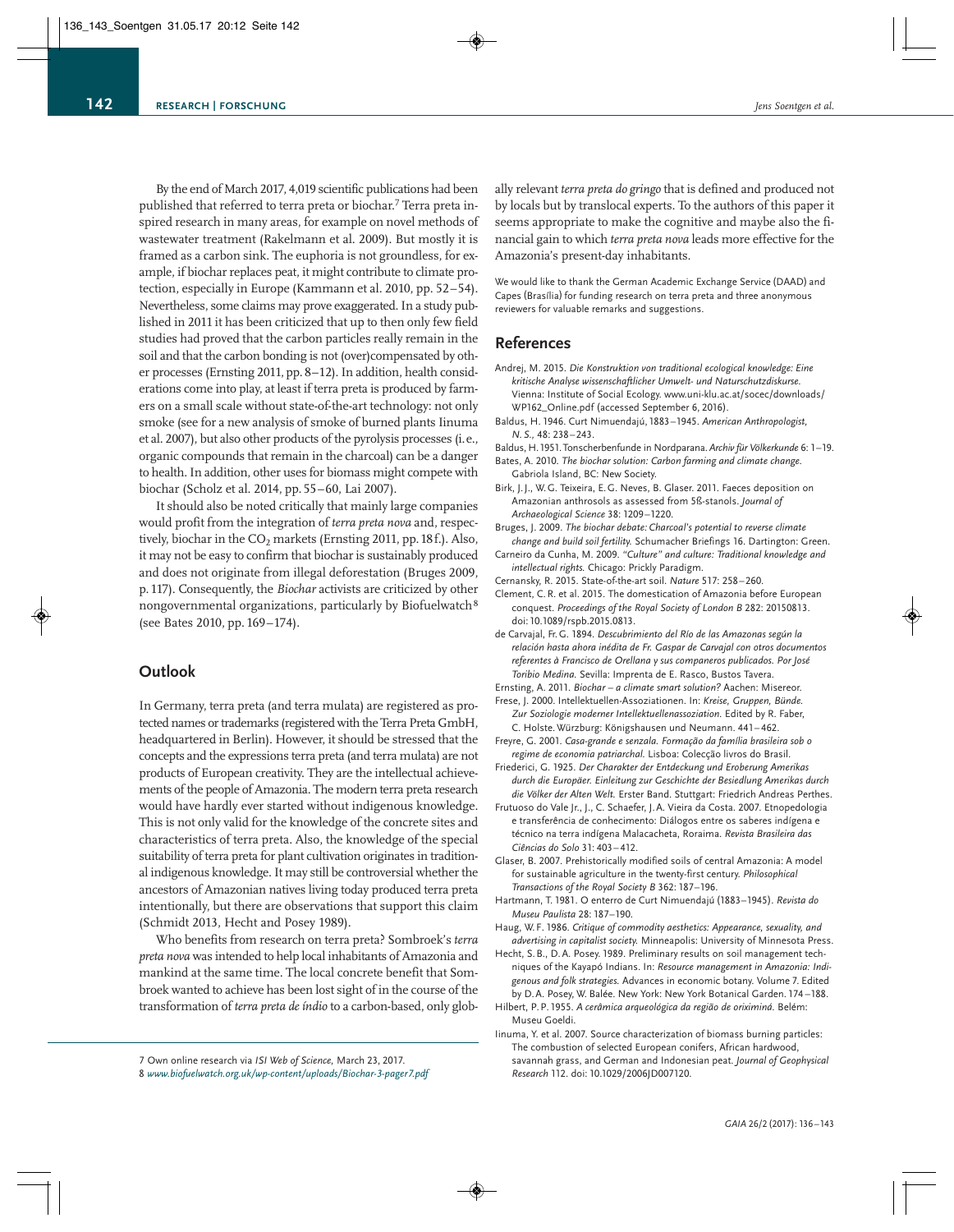By the end of March 2017, 4,019 scientific publications had been published that referred to terra preta or biochar.[7] Terra preta inspired research in many areas, for example on novel methods of wastewater treatment (Rakelmann et al. 2009). But mostly it is framed as a carbon sink. The euphoria is not groundless, for example, if biochar replaces peat, it might contribute to climate protection, especially in Europe (Kammann et al. 2010, pp. 52–54). Nevertheless, some claims may prove exaggerated. In a study published in 2011 it has been criticized that up to then only few field studies had proved that the carbon particles really remain in the soil and that the carbon bonding is not (over)compensated by other processes (Ernsting 2011, pp. 8–12). In addition, health considerations come into play, at least if terra preta is produced by farmers on a small scale without state-of-the-art technology: not only smoke (see for a new analysis of smoke of burned plants Iinuma et al. 2007), but also other products of the pyrolysis processes (i.e., organic compounds that remain in the charcoal) can be a danger to health. In addition, other uses for biomass might compete with biochar (Scholz et al. 2014, pp. 55–60, Lai 2007).

It should also be noted critically that mainly large companies would profit from the integration of *terra preta nova* and, respectively, biochar in the $CO_2$ markets (Ernsting 2011, pp. 18f.). Also, it may not be easy to confirm that biochar is sustainably produced and does not originate from illegal deforestation (Bruges 2009, p. 117). Consequently, the *Biochar* activists are criticized by other nongovernmental organizations, particularly by Biofuelwatch[8] (see Bates 2010, pp. 169–174).

## Outlook

In Germany, terra preta (and terra mulata) are registered as protected names or trademarks (registered with the Terra Preta GmbH, headquartered in Berlin). However, it should be stressed that the concepts and the expressions terra preta (and terra mulata) are not products of European creativity. They are the intellectual achievements of the people of Amazonia. The modern terra preta research would have hardly ever started without indigenous knowledge. This is not only valid for the knowledge of the concrete sites and characteristics of terra preta. Also, the knowledge of the special suitability of terra preta for plant cultivation originates in traditional indigenous knowledge. It may still be controversial whether the ancestors of Amazonian natives living today produced terra preta intentionally, but there are observations that support this claim (Schmidt 2013, Hecht and Posey 1989).

Who benefits from research on terra preta? Sombroek's *terra preta nova* was intended to help local inhabitants of Amazonia and mankind at the same time. The local concrete benefit that Sombroek wanted to achieve has been lost sight of in the course of the transformation of *terra preta de índio* to a carbon-based, only globally relevant *terra preta do gringo* that is defined and produced not by locals but by translocal experts. To the authors of this paper it seems appropriate to make the cognitive and maybe also the financial gain to which *terra preta nova* leads more effective for the Amazonia's present-day inhabitants.

We would like to thank the German Academic Exchange Service (DAAD) and Capes (Brasília) for funding research on terra preta and three anonymous reviewers for valuable remarks and suggestions.

## References

Andrej, M. 2015. *Die Konstruktion von traditional ecological knowledge: Eine kritische Analyse wissenschaftlicher Umwelt- und Naturschutzdiskurse.* Vienna: Institute of Social Ecology. www.uni-klu.ac.at/socec/downloads/WP162_Online.pdf (accessed September 6, 2016).

Baldus, H. 1946. Curt Nimuendajú, 1883–1945. *American Anthropologist, N. S.,* 48: 238–243.

Baldus, H. 1951. Tonscherbenfunde in Nordparana. *Archiv für Völkerkunde* 6: 1–19.

Bates, A. 2010. *The biochar solution: Carbon farming and climate change.* Gabriola Island, BC: New Society.

Birk, J. J., W. G. Teixeira, E. G. Neves, B. Glaser. 2011. Faeces deposition on Amazonian anthrosols as assessed from 5ß-stanols. *Journal of Archaeological Science* 38: 1209–1220.

Bruges, J. 2009. *The biochar debate: Charcoal's potential to reverse climate change and build soil fertility.* Schumacher Briefings 16. Dartington: Green.

Carneiro da Cunha, M. 2009. *"Culture" and culture: Traditional knowledge and intellectual rights.* Chicago: Prickly Paradigm.

Cernansky, R. 2015. State-of-the-art soil. *Nature* 517: 258–260.

Clement, C. R. et al. 2015. The domestication of Amazonia before European conquest. *Proceedings of the Royal Society of London B* 282: 20150813. doi: 10.1089/rspb.2015.0813.

de Carvajal, Fr. G. 1894. *Descubrimiento del Río de las Amazonas según la relación hasta ahora inédita de Fr. Gaspar de Carvajal con otros documentos referentes à Francisco de Orellana y sus companeros publicados. Por José Toribio Medina.* Sevilla: Imprenta de E. Rasco, Bustos Tavera.

Ernsting, A. 2011. *Biochar – a climate smart solution?* Aachen: Misereor.

Frese, J. 2000. Intellektuellen-Assoziationen. In: *Kreise, Gruppen, Bünde. Zur Soziologie moderner Intellektuellenassoziation.* Edited by R. Faber, C. Holste. Würzburg: Königshausen und Neumann. 441–462.

Freyre, G. 2001. *Casa-grande e senzala. Formação da família brasileira sob o regime de economia patriarchal.* Lisboa: Colecção livros do Brasil.

Friederici, G. 1925. *Der Charakter der Entdeckung und Eroberung Amerikas durch die Europäer. Einleitung zur Geschichte der Besiedlung Amerikas durch die Völker der Alten Welt.* Erster Band. Stuttgart: Friedrich Andreas Perthes.

Frutuoso do Vale Jr., J., C. Schaefer, J. A. Vieira da Costa. 2007. Etnopedologia e transferência de conhecimento: Diálogos entre os saberes indígena e técnico na terra indígena Malacacheta, Roraima. *Revista Brasileira das Ciências do Solo* 31: 403–412.

Glaser, B. 2007. Prehistorically modified soils of central Amazonia: A model for sustainable agriculture in the twenty-first century. *Philosophical Transactions of the Royal Society B* 362: 187–196.

Hartmann, T. 1981. O enterro de Curt Nimuendajú (1883–1945). *Revista do Museu Paulista* 28: 187–190.

Haug, W. F. 1986. *Critique of commodity aesthetics: Appearance, sexuality, and advertising in capitalist society.* Minneapolis: University of Minnesota Press.

Hecht, S. B., D. A. Posey. 1989. Preliminary results on soil management techniques of the Kayapó Indians. In: *Resource management in Amazonia: Indigenous and folk strategies.* Advances in economic botany. Volume 7. Edited by D. A. Posey, W. Balée. New York: New York Botanical Garden. 174–188.

Hilbert, P. P. 1955. *A cerâmica arqueológica da região de oriximiná.* Belém: Museu Goeldi.

Iinuma, Y. et al. 2007. Source characterization of biomass burning particles: The combustion of selected European conifers, African hardwood, savannah grass, and German and Indonesian peat. *Journal of Geophysical Research* 112. doi: 10.1029/2006JD007120.

7 Own online research via *ISI Web of Science,* March 23, 2017.
8 *www.biofuelwatch.org.uk/wp-content/uploads/Biochar-3-pager7.pdf*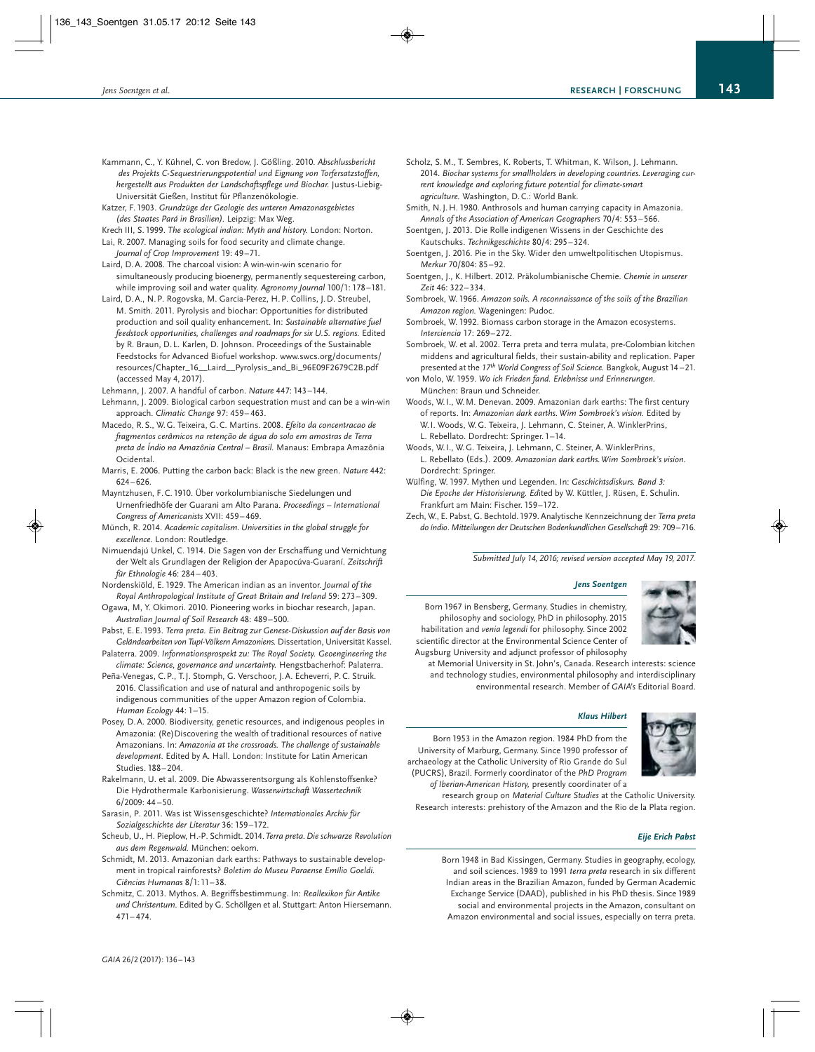Kammann, C., Y. Kühnel, C. von Bredow, J. Gößling. 2010. *Abschlussbericht des Projekts C-Sequestrierungspotential und Eignung von Torfersatzstoffen, hergestellt aus Produkten der Landschaftspflege und Biochar.* Justus-Liebig-Universität Gießen, Institut für Pflanzenökologie.

Katzer, F. 1903. *Grundzüge der Geologie des unteren Amazonasgebietes (des Staates Pará in Brasilien).* Leipzig: Max Weg.

Krech III, S. 1999. *The ecological indian: Myth and history.* London: Norton.

Lai, R. 2007. Managing soils for food security and climate change. *Journal of Crop Improvement* 19: 49–71.

Laird, D. A. 2008. The charcoal vision: A win-win-win scenario for simultaneously producing bioenergy, permanently sequestereing carbon, while improving soil and water quality. *Agronomy Journal* 100/1: 178–181.

Laird, D. A., N. P. Rogovska, M. Garcia-Perez, H. P. Collins, J. D. Streubel, M. Smith. 2011. Pyrolysis and biochar: Opportunities for distributed production and soil quality enhancement. In: *Sustainable alternative fuel feedstock opportunities, challenges and roadmaps for six U.S. regions.* Edited by R. Braun, D. L. Karlen, D. Johnson. Proceedings of the Sustainable Feedstocks for Advanced Biofuel workshop. www.swcs.org/documents/resources/Chapter_16__Laird__Pyrolysis_and_Bi_96E09F2679C2B.pdf (accessed May 4, 2017).

Lehmann, J. 2007. A handful of carbon. *Nature* 447: 143–144.

Lehmann, J. 2009. Biological carbon sequestration must and can be a win-win approach. *Climatic Change* 97: 459–463.

Macedo, R. S., W. G. Teixeira, G. C. Martins. 2008. *Efeito da concentracao de fragmentos cerâmicos na retenção de água do solo em amostras de Terra preta de Índio na Amazônia Central – Brasil.* Manaus: Embrapa Amazônia Ocidental.

Marris, E. 2006. Putting the carbon back: Black is the new green. *Nature* 442: 624–626.

Mayntzhusen, F. C. 1910. Über vorkolumbianische Siedelungen und Urnenfriedhöfe der Guarani am Alto Parana. *Proceedings – International Congress of Americanists* XVII: 459–469.

Münch, R. 2014. *Academic capitalism. Universities in the global struggle for excellence.* London: Routledge.

Nimuendajú Unkel, C. 1914. Die Sagen von der Erschaffung und Vernichtung der Welt als Grundlagen der Religion der Apapocúva-Guaraní. *Zeitschrift für Ethnologie* 46: 284–403.

Nordenskiöld, E. 1929. The American indian as an inventor. *Journal of the Royal Anthropological Institute of Great Britain and Ireland* 59: 273–309.

Ogawa, M, Y. Okimori. 2010. Pioneering works in biochar research, Japan. *Australian Journal of Soil Research* 48: 489–500.

Pabst, E. E. 1993. *Terra preta. Ein Beitrag zur Genese-Diskussion auf der Basis von Geländearbeiten von Tupí-Völkern Amazoniens.* Dissertation, Universität Kassel.

Palaterra. 2009. *Informationsprospekt zu: The Royal Society. Geoengineering the climate: Science, governance and uncertainty.* Hengstbacherhof: Palaterra.

Peña-Venegas, C. P., T. J. Stomph, G. Verschoor, J. A. Echeverri, P. C. Struik. 2016. Classification and use of natural and anthropogenic soils by indigenous communities of the upper Amazon region of Colombia. *Human Ecology* 44: 1–15.

Posey, D. A. 2000. Biodiversity, genetic resources, and indigenous peoples in Amazonia: (Re)Discovering the wealth of traditional resources of native Amazonians. In: *Amazonia at the crossroads. The challenge of sustainable development.* Edited by A. Hall. London: Institute for Latin American Studies. 188–204.

Rakelmann, U. et al. 2009. Die Abwasserentsorgung als Kohlenstoffsenke? Die Hydrothermale Karbonisierung. *Wasserwirtschaft Wassertechnik* 6/2009: 44–50.

Sarasin, P. 2011. Was ist Wissensgeschichte? *Internationales Archiv für Sozialgeschichte der Literatur* 36: 159–172.

Scheub, U., H. Pieplow, H.-P. Schmidt. 2014. *Terra preta. Die schwarze Revolution aus dem Regenwald.* München: oekom.

Schmidt, M. 2013. Amazonian dark earths: Pathways to sustainable development in tropical rainforests? *Boletim do Museu Paraense Emílio Goeldi. Ciências Humanas* 8/1: 11–38.

Schmitz, C. 2013. Mythos. A. Begriffsbestimmung. In: *Reallexikon für Antike und Christentum.* Edited by G. Schöllgen et al. Stuttgart: Anton Hiersemann. 471–474.

Scholz, S. M., T. Sembres, K. Roberts, T. Whitman, K. Wilson, J. Lehmann. 2014. *Biochar systems for smallholders in developing countries. Leveraging current knowledge and exploring future potential for climate-smart agriculture.* Washington, D. C.: World Bank.

Smith, N. J. H. 1980. Anthrosols and human carrying capacity in Amazonia. *Annals of the Association of American Geographers* 70/4: 553–566.

Soentgen, J. 2013. Die Rolle indigenen Wissens in der Geschichte des Kautschuks. *Technikgeschichte* 80/4: 295–324.

Soentgen, J. 2016. Pie in the Sky. Wider den umweltpolitischen Utopismus. *Merkur* 70/804: 85–92.

Soentgen, J., K. Hilbert. 2012. Präkolumbianische Chemie. *Chemie in unserer Zeit* 46: 322–334.

Sombroek, W. 1966. *Amazon soils. A reconnaissance of the soils of the Brazilian Amazon region.* Wageningen: Pudoc.

Sombroek, W. 1992. Biomass carbon storage in the Amazon ecosystems. *Interciencia* 17: 269–272.

Sombroek, W. et al. 2002. Terra preta and terra mulata, pre-Colombian kitchen middens and agricultural fields, their sustain-ability and replication. Paper presented at the *17th World Congress of Soil Science.* Bangkok, August 14–21.

von Molo, W. 1959. *Wo ich Frieden fand. Erlebnisse und Erinnerungen.* München: Braun und Schneider.

Woods, W. I., W. M. Denevan. 2009. Amazonian dark earths: The first century of reports. In: *Amazonian dark earths. Wim Sombroek's vision.* Edited by W. I. Woods, W. G. Teixeira, J. Lehmann, C. Steiner, A. WinklerPrins, L. Rebellato. Dordrecht: Springer. 1–14.

Woods, W. I., W. G. Teixeira, J. Lehmann, C. Steiner, A. WinklerPrins, L. Rebellato (Eds.). 2009. *Amazonian dark earths. Wim Sombroek's vision.* Dordrecht: Springer.

Wülfing, W. 1997. Mythen und Legenden. In: *Geschichtsdiskurs. Band 3: Die Epoche der Historisierung.* Edited by W. Küttler, J. Rüsen, E. Schulin. Frankfurt am Main: Fischer. 159–172.

Zech, W., E. Pabst, G. Bechtold. 1979. Analytische Kennzeichnung der *Terra preta do Indio. Mitteilungen der Deutschen Bodenkundlichen Gesellschaft* 29: 709–716.

*Submitted July 14, 2016; revised version accepted May 19, 2017.*

***Jens Soentgen***

Born 1967 in Bensberg, Germany. Studies in chemistry, philosophy and sociology, PhD in philosophy. 2015 habilitation and *venia legendi* for philosophy. Since 2002 scientific director at the Environmental Science Center of Augsburg University and adjunct professor of philosophy at Memorial University in St. John's, Canada. Research interests: science and technology studies, environmental philosophy and interdisciplinary environmental research. Member of *GAIA's* Editorial Board.

***Klaus Hilbert***

Born 1953 in the Amazon region. 1984 PhD from the University of Marburg, Germany. Since 1990 professor of archaeology at the Catholic University of Rio Grande do Sul (PUCRS), Brazil. Formerly coordinator of the *PhD Program of Iberian-American History,* presently coordinator of a research group on *Material Culture Studies* at the Catholic University. Research interests: prehistory of the Amazon and the Rio de la Plata region.

***Eije Erich Pabst***

Born 1948 in Bad Kissingen, Germany. Studies in geography, ecology, and soil sciences. 1989 to 1991 *terra preta* research in six different Indian areas in the Brazilian Amazon, funded by German Academic Exchange Service (DAAD), published in his PhD thesis. Since 1989 social and environmental projects in the Amazon, consultant on Amazon environmental and social issues, especially on terra preta.